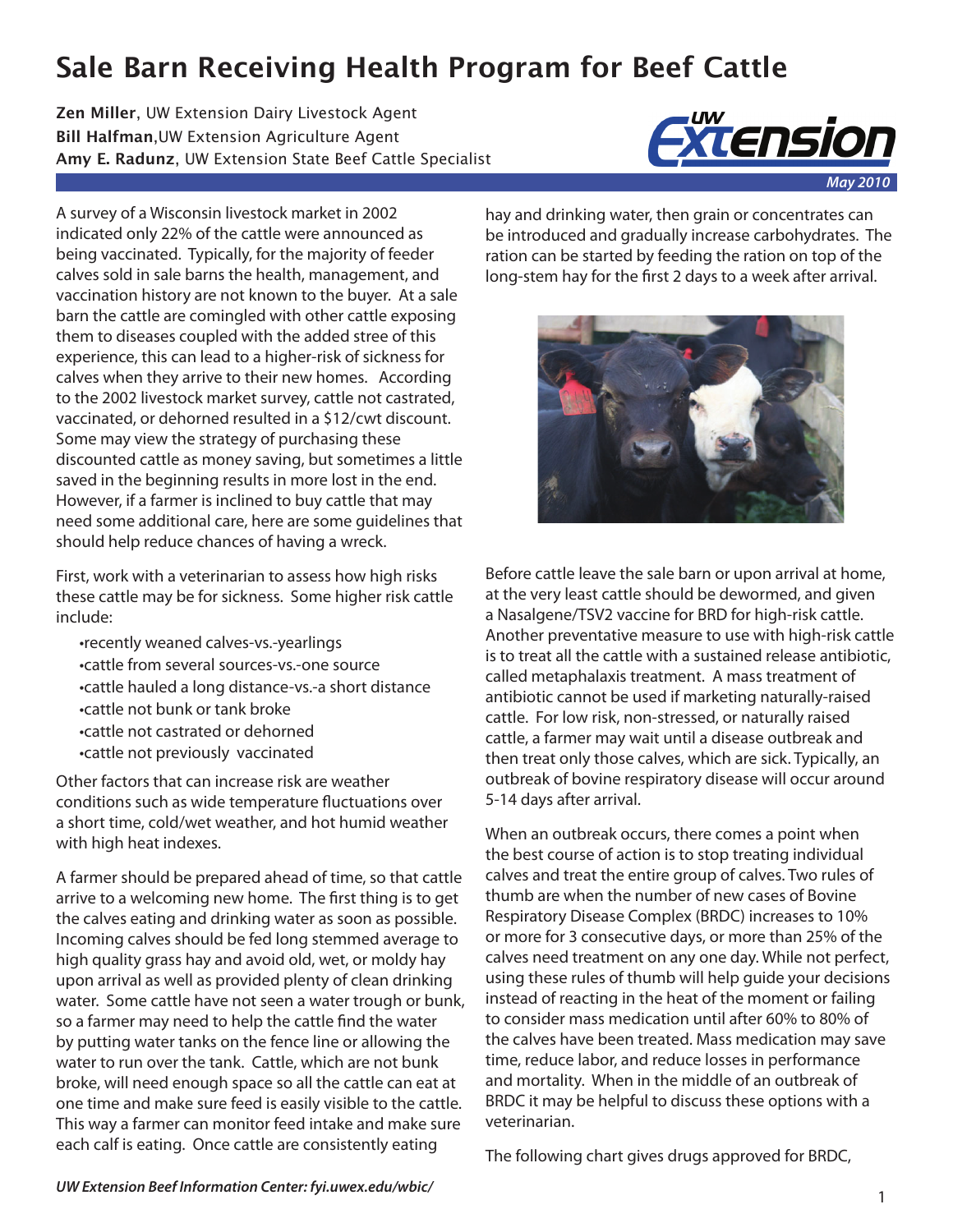# Sale Barn Receiving Health Program for Beef Cattle

**Zen Miller**, UW Extension Dairy Livestock Agent
**Bill Halfman**, UW Extension Agriculture Agent
**Amy E. Radunz**, UW Extension State Beef Cattle Specialist

*May 2010*

A survey of a Wisconsin livestock market in 2002 indicated only 22% of the cattle were announced as being vaccinated. Typically, for the majority of feeder calves sold in sale barns the health, management, and vaccination history are not known to the buyer. At a sale barn the cattle are comingled with other cattle exposing them to diseases coupled with the added stree of this experience, this can lead to a higher-risk of sickness for calves when they arrive to their new homes. According to the 2002 livestock market survey, cattle not castrated, vaccinated, or dehorned resulted in a $12/cwt discount. Some may view the strategy of purchasing these discounted cattle as money saving, but sometimes a little saved in the beginning results in more lost in the end. However, if a farmer is inclined to buy cattle that may need some additional care, here are some guidelines that should help reduce chances of having a wreck.

First, work with a veterinarian to assess how high risks these cattle may be for sickness. Some higher risk cattle include:

- recently weaned calves-vs.-yearlings
- cattle from several sources-vs.-one source
- cattle hauled a long distance-vs.-a short distance
- cattle not bunk or tank broke
- cattle not castrated or dehorned
- cattle not previously vaccinated

Other factors that can increase risk are weather conditions such as wide temperature fluctuations over a short time, cold/wet weather, and hot humid weather with high heat indexes.

A farmer should be prepared ahead of time, so that cattle arrive to a welcoming new home. The first thing is to get the calves eating and drinking water as soon as possible. Incoming calves should be fed long stemmed average to high quality grass hay and avoid old, wet, or moldy hay upon arrival as well as provided plenty of clean drinking water. Some cattle have not seen a water trough or bunk, so a farmer may need to help the cattle find the water by putting water tanks on the fence line or allowing the water to run over the tank. Cattle, which are not bunk broke, will need enough space so all the cattle can eat at one time and make sure feed is easily visible to the cattle. This way a farmer can monitor feed intake and make sure each calf is eating. Once cattle are consistently eating hay and drinking water, then grain or concentrates can be introduced and gradually increase carbohydrates. The ration can be started by feeding the ration on top of the long-stem hay for the first 2 days to a week after arrival.

Before cattle leave the sale barn or upon arrival at home, at the very least cattle should be dewormed, and given a Nasalgene/TSV2 vaccine for BRD for high-risk cattle. Another preventative measure to use with high-risk cattle is to treat all the cattle with a sustained release antibiotic, called metaphalaxis treatment. A mass treatment of antibiotic cannot be used if marketing naturally-raised cattle. For low risk, non-stressed, or naturally raised cattle, a farmer may wait until a disease outbreak and then treat only those calves, which are sick. Typically, an outbreak of bovine respiratory disease will occur around 5-14 days after arrival.

When an outbreak occurs, there comes a point when the best course of action is to stop treating individual calves and treat the entire group of calves. Two rules of thumb are when the number of new cases of Bovine Respiratory Disease Complex (BRDC) increases to 10% or more for 3 consecutive days, or more than 25% of the calves need treatment on any one day. While not perfect, using these rules of thumb will help guide your decisions instead of reacting in the heat of the moment or failing to consider mass medication until after 60% to 80% of the calves have been treated. Mass medication may save time, reduce labor, and reduce losses in performance and mortality. When in the middle of an outbreak of BRDC it may be helpful to discuss these options with a veterinarian.

The following chart gives drugs approved for BRDC,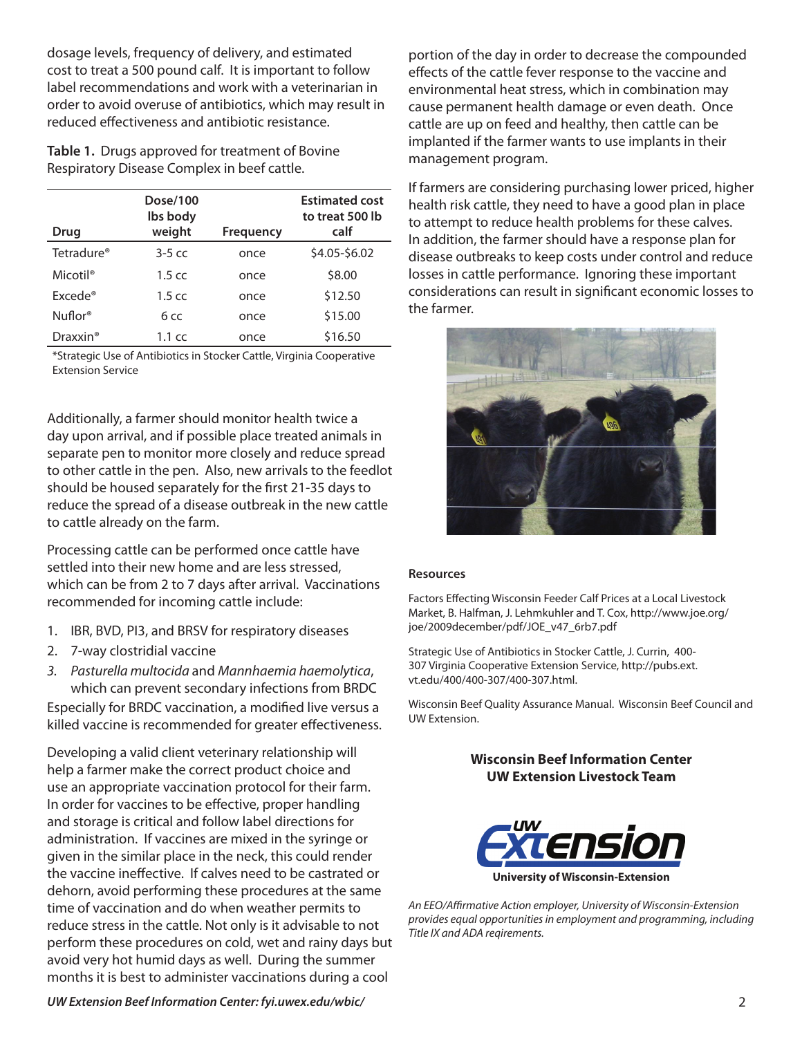dosage levels, frequency of delivery, and estimated cost to treat a 500 pound calf. It is important to follow label recommendations and work with a veterinarian in order to avoid overuse of antibiotics, which may result in reduced effectiveness and antibiotic resistance.

**Table 1.** Drugs approved for treatment of Bovine Respiratory Disease Complex in beef cattle.

| Drug | Dose/100 lbs body weight | Frequency | Estimated cost to treat 500 lb calf |
|---|---|---|---|
| Tetradure® | 3-5 cc | once | $4.05-$6.02 |
| Micotil® | 1.5 cc | once | $8.00 |
| Excede® | 1.5 cc | once | $12.50 |
| Nuflor® | 6 cc | once | $15.00 |
| Draxxin® | 1.1 cc | once | $16.50 |

*Strategic Use of Antibiotics in Stocker Cattle, Virginia Cooperative Extension Service

Additionally, a farmer should monitor health twice a day upon arrival, and if possible place treated animals in separate pen to monitor more closely and reduce spread to other cattle in the pen. Also, new arrivals to the feedlot should be housed separately for the first 21-35 days to reduce the spread of a disease outbreak in the new cattle to cattle already on the farm.

Processing cattle can be performed once cattle have settled into their new home and are less stressed, which can be from 2 to 7 days after arrival. Vaccinations recommended for incoming cattle include:

1. IBR, BVD, PI3, and BRSV for respiratory diseases
2. 7-way clostridial vaccine
3. *Pasturella multocida* and *Mannhaemia haemolytica*, which can prevent secondary infections from BRDC

Especially for BRDC vaccination, a modified live versus a killed vaccine is recommended for greater effectiveness.

Developing a valid client veterinary relationship will help a farmer make the correct product choice and use an appropriate vaccination protocol for their farm. In order for vaccines to be effective, proper handling and storage is critical and follow label directions for administration. If vaccines are mixed in the syringe or given in the similar place in the neck, this could render the vaccine ineffective. If calves need to be castrated or dehorn, avoid performing these procedures at the same time of vaccination and do when weather permits to reduce stress in the cattle. Not only is it advisable to not perform these procedures on cold, wet and rainy days but avoid very hot humid days as well. During the summer months it is best to administer vaccinations during a cool portion of the day in order to decrease the compounded effects of the cattle fever response to the vaccine and environmental heat stress, which in combination may cause permanent health damage or even death. Once cattle are up on feed and healthy, then cattle can be implanted if the farmer wants to use implants in their management program.

If farmers are considering purchasing lower priced, higher health risk cattle, they need to have a good plan in place to attempt to reduce health problems for these calves. In addition, the farmer should have a response plan for disease outbreaks to keep costs under control and reduce losses in cattle performance. Ignoring these important considerations can result in significant economic losses to the farmer.

#### Resources

Factors Effecting Wisconsin Feeder Calf Prices at a Local Livestock Market, B. Halfman, J. Lehmkuhler and T. Cox, http://www.joe.org/joe/2009december/pdf/JOE_v47_6rb7.pdf

Strategic Use of Antibiotics in Stocker Cattle, J. Currin, 400-307 Virginia Cooperative Extension Service, http://pubs.ext.vt.edu/400/400-307/400-307.html.

Wisconsin Beef Quality Assurance Manual. Wisconsin Beef Council and UW Extension.

**Wisconsin Beef Information Center**
**UW Extension Livestock Team**

UW Extension
**University of Wisconsin-Extension**

*An EEO/Affirmative Action employer, University of Wisconsin-Extension provides equal opportunities in employment and programming, including Title IX and ADA reqirements.*

*UW Extension Beef Information Center: fyi.uwex.edu/wbic/*